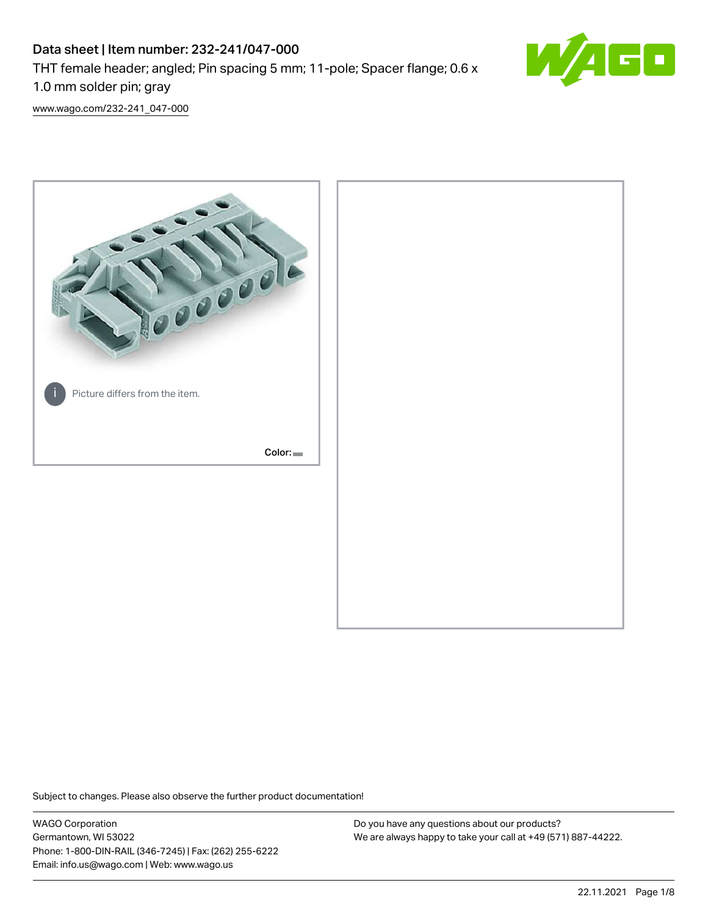# Data sheet | Item number: 232-241/047-000

THT female header; angled; Pin spacing 5 mm; 11-pole; Spacer flange; 0.6 x 1.0 mm solder pin; gray

www.wago.com/232-241_047-000

Picture differs from the item.

Color:

Subject to changes. Please also observe the further product documentation!

WAGO Corporation
Germantown, WI 53022
Phone: 1-800-DIN-RAIL (346-7245) | Fax: (262) 255-6222
Email: info.us@wago.com | Web: www.wago.us

Do you have any questions about our products?
We are always happy to take your call at +49 (571) 887-44222.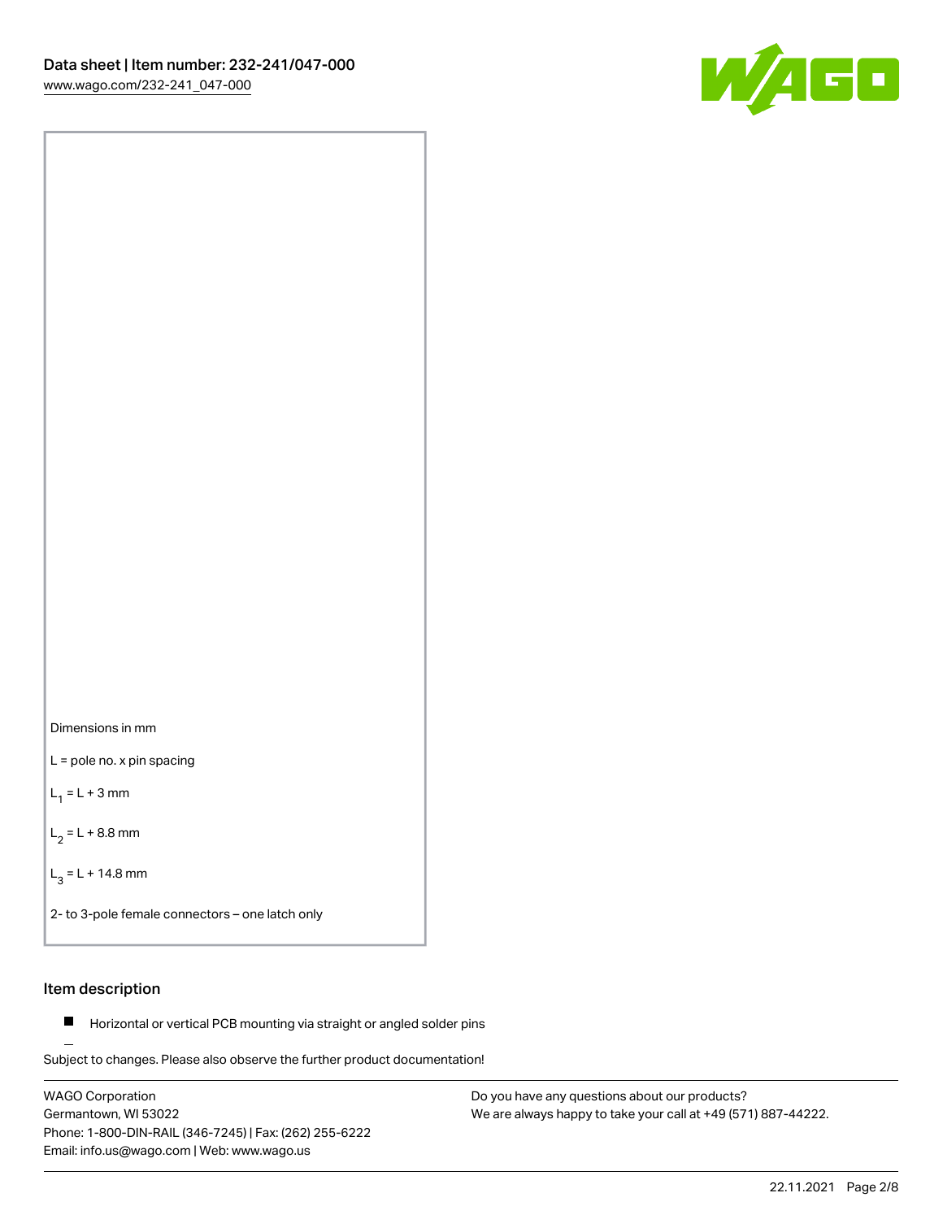Dimensions in mm

L = pole no. x pin spacing

$L_1$ = L + 3 mm

$L_2$ = L + 8.8 mm

$L_3$ = L + 14.8 mm

2- to 3-pole female connectors – one latch only

## Item description

- Horizontal or vertical PCB mounting via straight or angled solder pins

Subject to changes. Please also observe the further product documentation!

WAGO Corporation
Germantown, WI 53022
Phone: 1-800-DIN-RAIL (346-7245) | Fax: (262) 255-6222
Email: info.us@wago.com | Web: www.wago.us

Do you have any questions about our products?
We are always happy to take your call at +49 (571) 887-44222.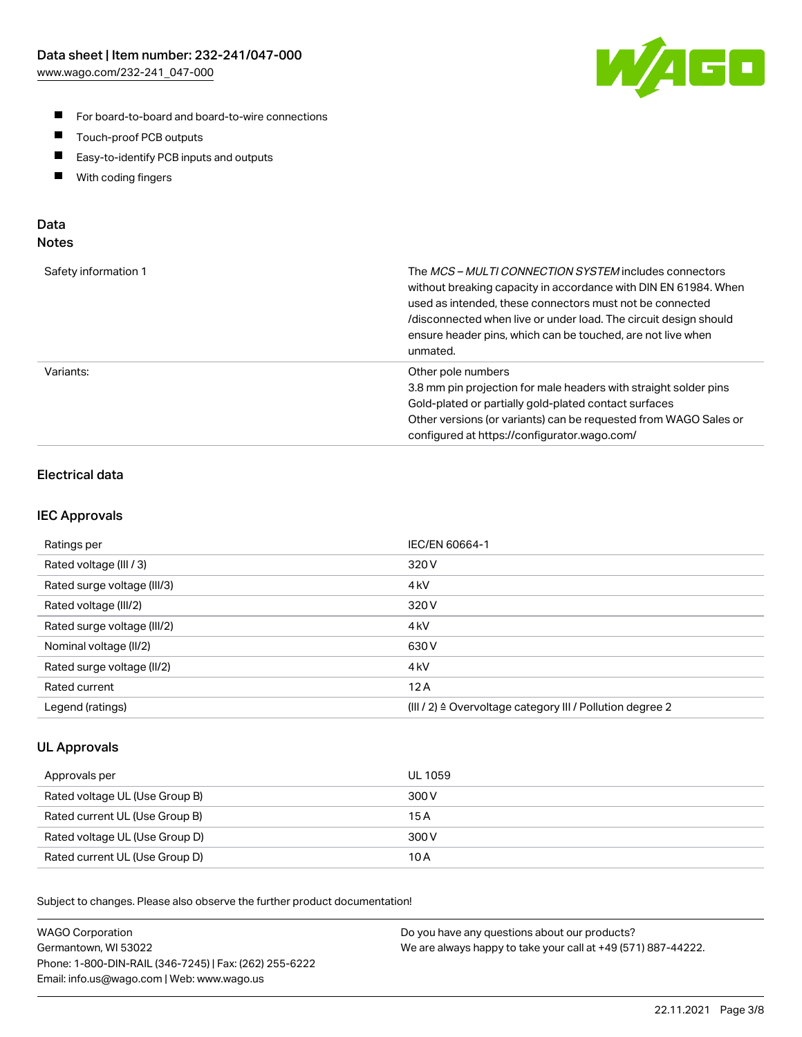- For board-to-board and board-to-wire connections
- Touch-proof PCB outputs
- Easy-to-identify PCB inputs and outputs
- With coding fingers

## Data
## Notes

| | |
|---|---|
| Safety information 1 | The *MCS – MULTI CONNECTION SYSTEM* includes connectors without breaking capacity in accordance with DIN EN 61984. When used as intended, these connectors must not be connected /disconnected when live or under load. The circuit design should ensure header pins, which can be touched, are not live when unmated. |
| Variants: | Other pole numbers<br>3.8 mm pin projection for male headers with straight solder pins<br>Gold-plated or partially gold-plated contact surfaces<br>Other versions (or variants) can be requested from WAGO Sales or configured at https://configurator.wago.com/ |

### Electrical data

### IEC Approvals

| | |
|---|---|
| Ratings per | IEC/EN 60664-1 |
| Rated voltage (III / 3) | 320 V |
| Rated surge voltage (III/3) | 4 kV |
| Rated voltage (III/2) | 320 V |
| Rated surge voltage (III/2) | 4 kV |
| Nominal voltage (II/2) | 630 V |
| Rated surge voltage (II/2) | 4 kV |
| Rated current | 12 A |
| Legend (ratings) | (III / 2) ≙ Overvoltage category III / Pollution degree 2 |

### UL Approvals

| | |
|---|---|
| Approvals per | UL 1059 |
| Rated voltage UL (Use Group B) | 300 V |
| Rated current UL (Use Group B) | 15 A |
| Rated voltage UL (Use Group D) | 300 V |
| Rated current UL (Use Group D) | 10 A |

Subject to changes. Please also observe the further product documentation!

WAGO Corporation
Germantown, WI 53022
Phone: 1-800-DIN-RAIL (346-7245) | Fax: (262) 255-6222
Email: info.us@wago.com | Web: www.wago.us

Do you have any questions about our products?
We are always happy to take your call at +49 (571) 887-44222.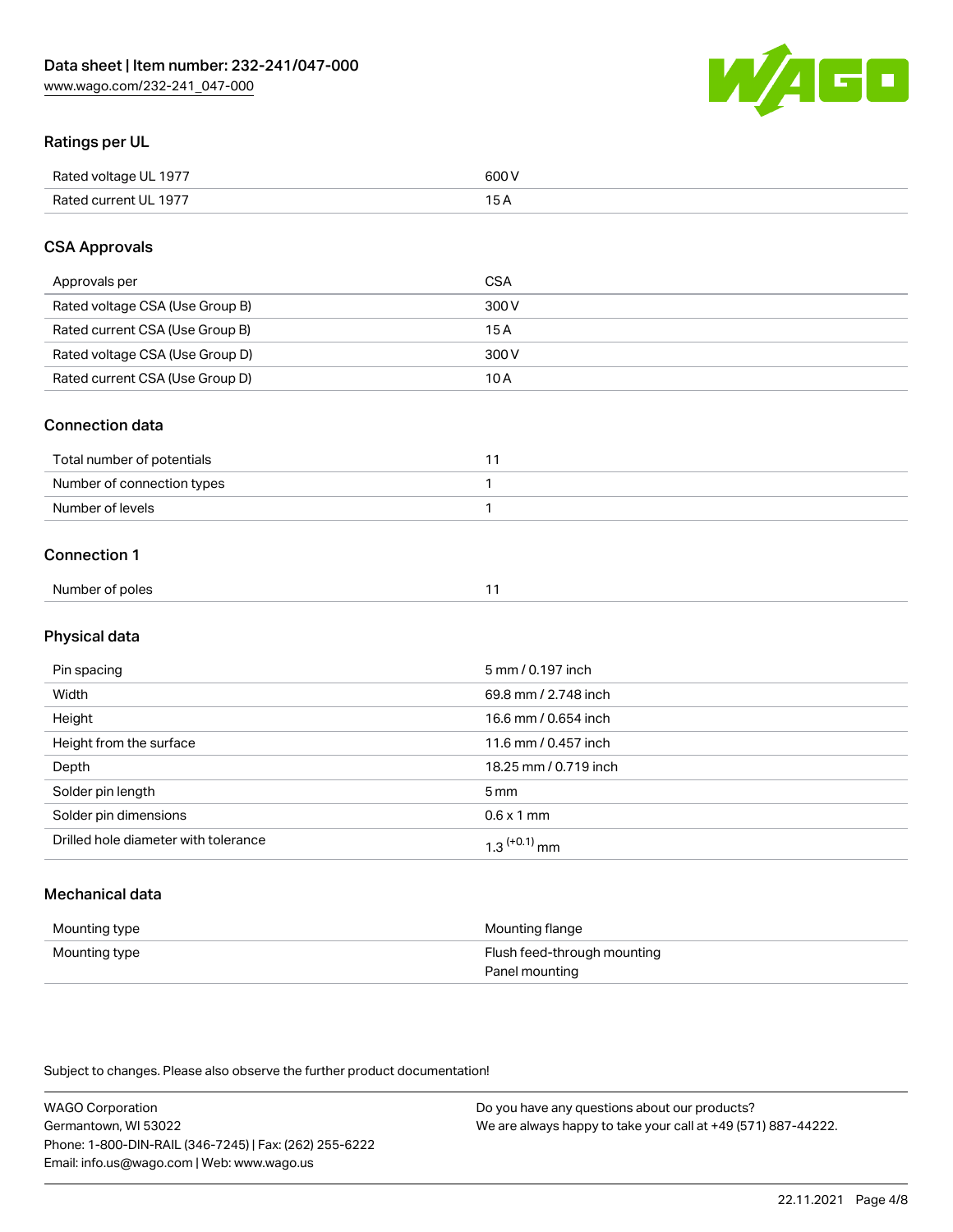## Ratings per UL

| | |
|---|---|
| Rated voltage UL 1977 | 600 V |
| Rated current UL 1977 | 15 A |

## CSA Approvals

| | |
|---|---|
| Approvals per | CSA |
| Rated voltage CSA (Use Group B) | 300 V |
| Rated current CSA (Use Group B) | 15 A |
| Rated voltage CSA (Use Group D) | 300 V |
| Rated current CSA (Use Group D) | 10 A |

## Connection data

| | |
|---|---|
| Total number of potentials | 11 |
| Number of connection types | 1 |
| Number of levels | 1 |

## Connection 1

| | |
|---|---|
| Number of poles | 11 |

## Physical data

| | |
|---|---|
| Pin spacing | 5 mm / 0.197 inch |
| Width | 69.8 mm / 2.748 inch |
| Height | 16.6 mm / 0.654 inch |
| Height from the surface | 11.6 mm / 0.457 inch |
| Depth | 18.25 mm / 0.719 inch |
| Solder pin length | 5 mm |
| Solder pin dimensions | 0.6 x 1 mm |
| Drilled hole diameter with tolerance | $1.3^{(+0.1)}$ mm |

## Mechanical data

| | |
|---|---|
| Mounting type | Mounting flange |
| Mounting type | Flush feed-through mounting<br>Panel mounting |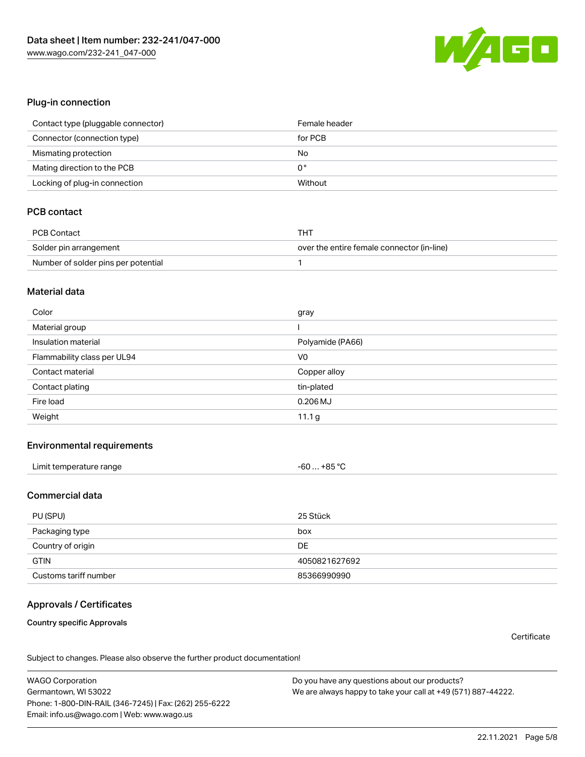## Plug-in connection

| | |
|---|---|
| Contact type (pluggable connector) | Female header |
| Connector (connection type) | for PCB |
| Mismating protection | No |
| Mating direction to the PCB | 0 ° |
| Locking of plug-in connection | Without |

## PCB contact

| | |
|---|---|
| PCB Contact | THT |
| Solder pin arrangement | over the entire female connector (in-line) |
| Number of solder pins per potential | 1 |

## Material data

| | |
|---|---|
| Color | gray |
| Material group | I |
| Insulation material | Polyamide (PA66) |
| Flammability class per UL94 | V0 |
| Contact material | Copper alloy |
| Contact plating | tin-plated |
| Fire load | 0.206 MJ |
| Weight | 11.1 g |

## Environmental requirements

| | |
|---|---|
| Limit temperature range | -60 … +85 °C |

## Commercial data

| | |
|---|---|
| PU (SPU) | 25 Stück |
| Packaging type | box |
| Country of origin | DE |
| GTIN | 4050821627692 |
| Customs tariff number | 85366990990 |

## Approvals / Certificates

**Country specific Approvals**

Certificate

Subject to changes. Please also observe the further product documentation!

WAGO Corporation
Germantown, WI 53022
Phone: 1-800-DIN-RAIL (346-7245) | Fax: (262) 255-6222
Email: info.us@wago.com | Web: www.wago.us

Do you have any questions about our products?
We are always happy to take your call at +49 (571) 887-44222.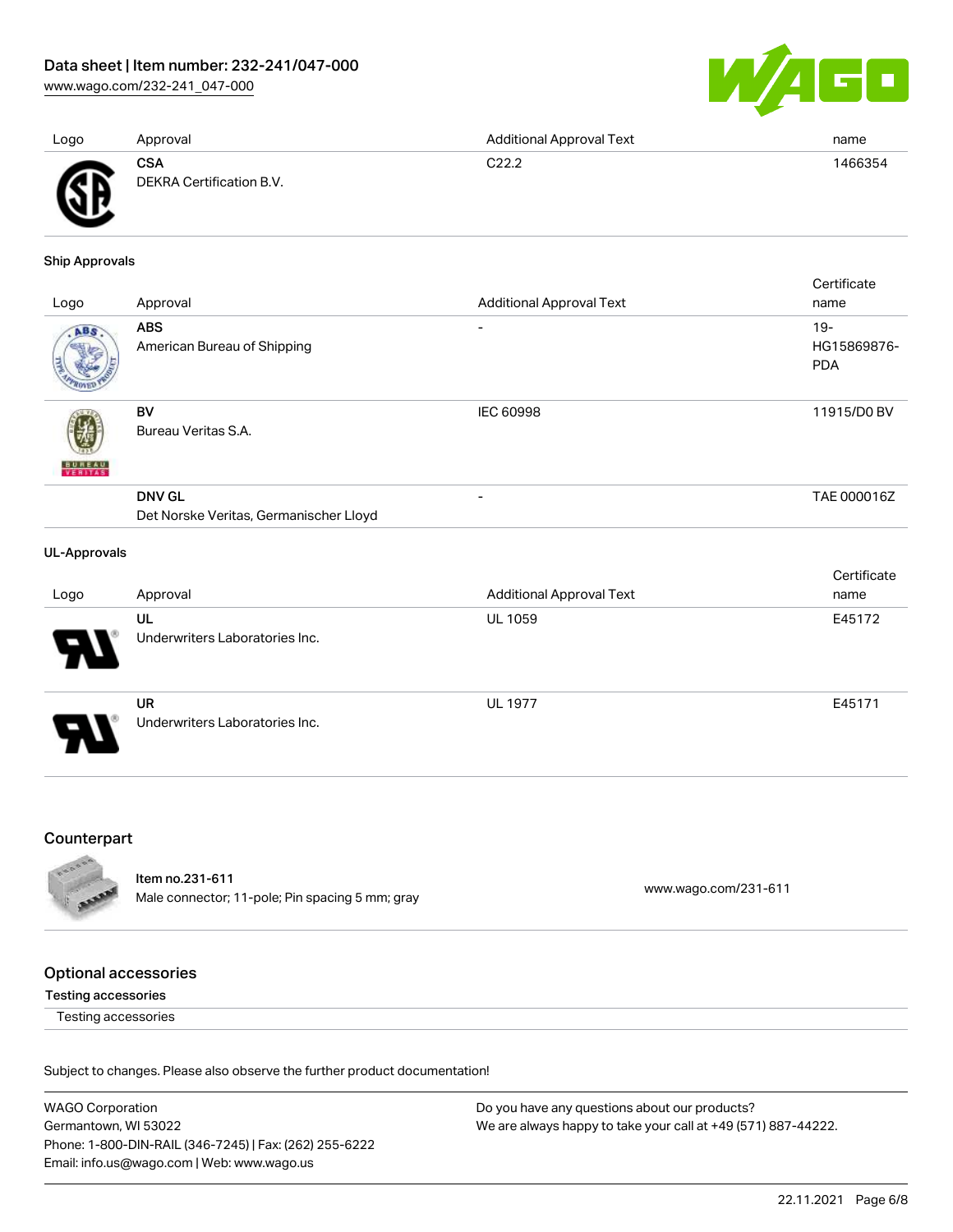| Logo | Approval | Additional Approval Text | name |
|---|---|---|---|
| | **CSA**<br>DEKRA Certification B.V. | C22.2 | 1466354 |

### Ship Approvals

| Logo | Approval | Additional Approval Text | Certificate name |
|---|---|---|---|
| | **ABS**<br>American Bureau of Shipping | - | 19-HG15869876-PDA |
| | **BV**<br>Bureau Veritas S.A. | IEC 60998 | 11915/D0 BV |
| | **DNV GL**<br>Det Norske Veritas, Germanischer Lloyd | - | TAE 000016Z |

### UL-Approvals

| Logo | Approval | Additional Approval Text | Certificate name |
|---|---|---|---|
| | **UL**<br>Underwriters Laboratories Inc. | UL 1059 | E45172 |
| | **UR**<br>Underwriters Laboratories Inc. | UL 1977 | E45171 |

## Counterpart

| Item | Link |
|---|---|
| Item no.231-611<br>Male connector; 11-pole; Pin spacing 5 mm; gray | www.wago.com/231-611 |

## Optional accessories

**Testing accessories**

Testing accessories

Subject to changes. Please also observe the further product documentation!

WAGO Corporation
Germantown, WI 53022
Phone: 1-800-DIN-RAIL (346-7245) | Fax: (262) 255-6222
Email: info.us@wago.com | Web: www.wago.us

Do you have any questions about our products?
We are always happy to take your call at +49 (571) 887-44222.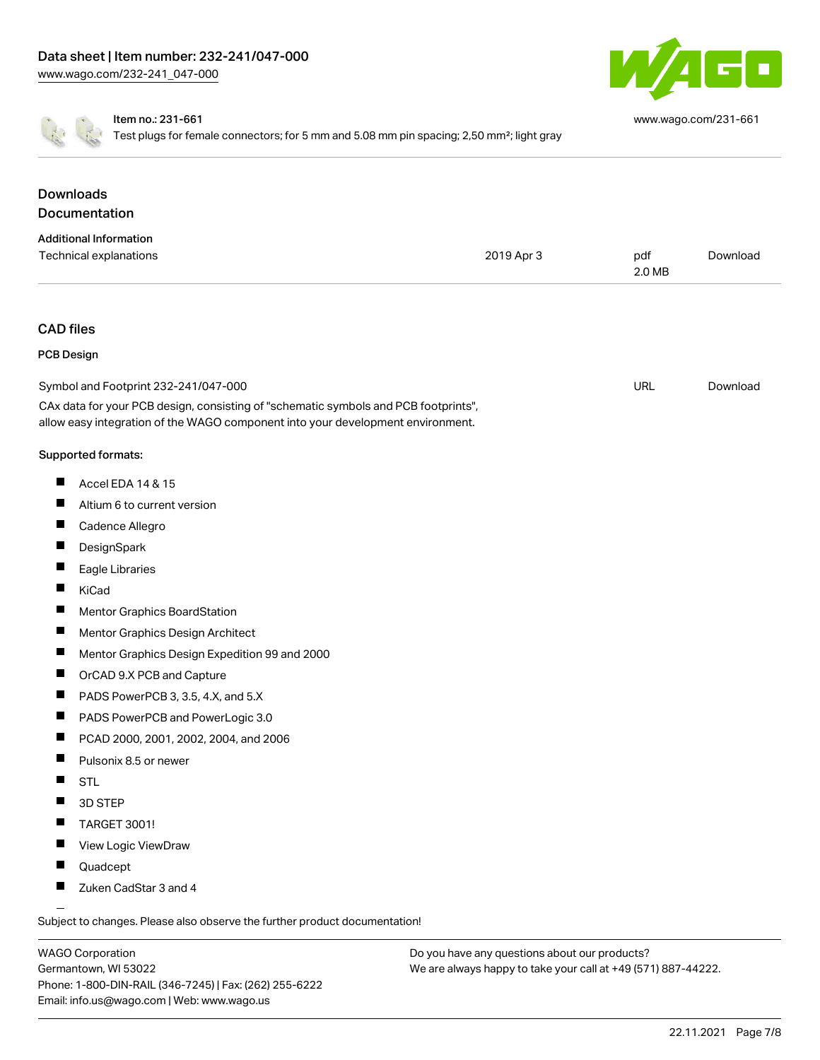Item no.: 231-661
Test plugs for female connectors; for 5 mm and 5.08 mm pin spacing; 2,50 mm²; light gray

www.wago.com/231-661

## Downloads

### Documentation

**Additional Information**

| | | | |
|---|---|---|---|
| Technical explanations | 2019 Apr 3 | pdf 2.0 MB | Download |

### CAD files

**PCB Design**

| | | |
|---|---|---|
| Symbol and Footprint 232-241/047-000 | URL | Download |

CAx data for your PCB design, consisting of "schematic symbols and PCB footprints", allow easy integration of the WAGO component into your development environment.

Supported formats:

- Accel EDA 14 & 15
- Altium 6 to current version
- Cadence Allegro
- DesignSpark
- Eagle Libraries
- KiCad
- Mentor Graphics BoardStation
- Mentor Graphics Design Architect
- Mentor Graphics Design Expedition 99 and 2000
- OrCAD 9.X PCB and Capture
- PADS PowerPCB 3, 3.5, 4.X, and 5.X
- PADS PowerPCB and PowerLogic 3.0
- PCAD 2000, 2001, 2002, 2004, and 2006
- Pulsonix 8.5 or newer
- STL
- 3D STEP
- TARGET 3001!
- View Logic ViewDraw
- Quadcept
- Zuken CadStar 3 and 4

Subject to changes. Please also observe the further product documentation!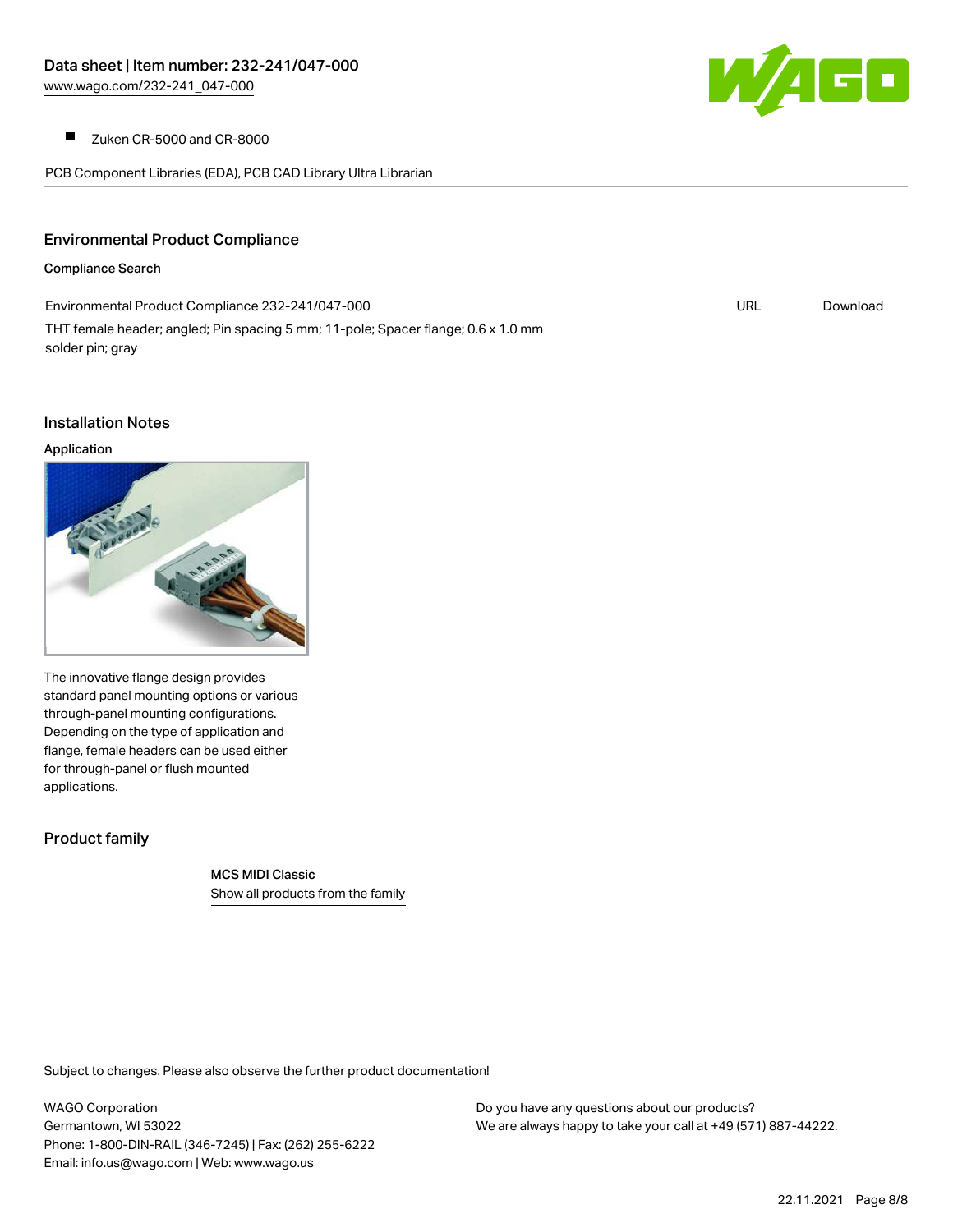- Zuken CR-5000 and CR-8000

PCB Component Libraries (EDA), PCB CAD Library Ultra Librarian

## Environmental Product Compliance

### Compliance Search

| | | |
| --- | --- | --- |
| Environmental Product Compliance 232-241/047-000 | URL | Download |
| THT female header; angled; Pin spacing 5 mm; 11-pole; Spacer flange; 0.6 x 1.0 mm solder pin; gray | | |

## Installation Notes

### Application

The innovative flange design provides standard panel mounting options or various through-panel mounting configurations. Depending on the type of application and flange, female headers can be used either for through-panel or flush mounted applications.

## Product family

MCS MIDI Classic
Show all products from the family

Subject to changes. Please also observe the further product documentation!

WAGO Corporation
Germantown, WI 53022
Phone: 1-800-DIN-RAIL (346-7245) | Fax: (262) 255-6222
Email: info.us@wago.com | Web: www.wago.us

Do you have any questions about our products?
We are always happy to take your call at +49 (571) 887-44222.